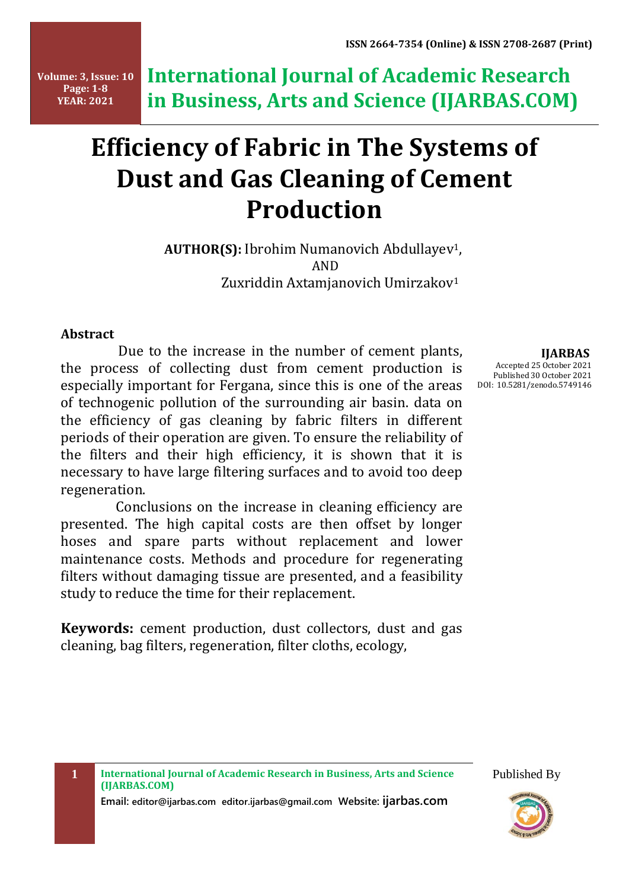# Efficiency of Fabric in The Systems of Dust and Gas Cleaning of Cement Production

**AUTHOR(S):** Ibrohim Numanovich Abdullayev[1],
AND
Zuxriddin Axtamjanovich Umirzakov[1]

**IJARBAS**
Accepted 25 October 2021
Published 30 October 2021
DOI: 10.5281/zenodo.5749146

### Abstract

Due to the increase in the number of cement plants, the process of collecting dust from cement production is especially important for Fergana, since this is one of the areas of technogenic pollution of the surrounding air basin. data on the efficiency of gas cleaning by fabric filters in different periods of their operation are given. To ensure the reliability of the filters and their high efficiency, it is shown that it is necessary to have large filtering surfaces and to avoid too deep regeneration.

Conclusions on the increase in cleaning efficiency are presented. The high capital costs are then offset by longer hoses and spare parts without replacement and lower maintenance costs. Methods and procedure for regenerating filters without damaging tissue are presented, and a feasibility study to reduce the time for their replacement.

**Keywords:** cement production, dust collectors, dust and gas cleaning, bag filters, regeneration, filter cloths, ecology,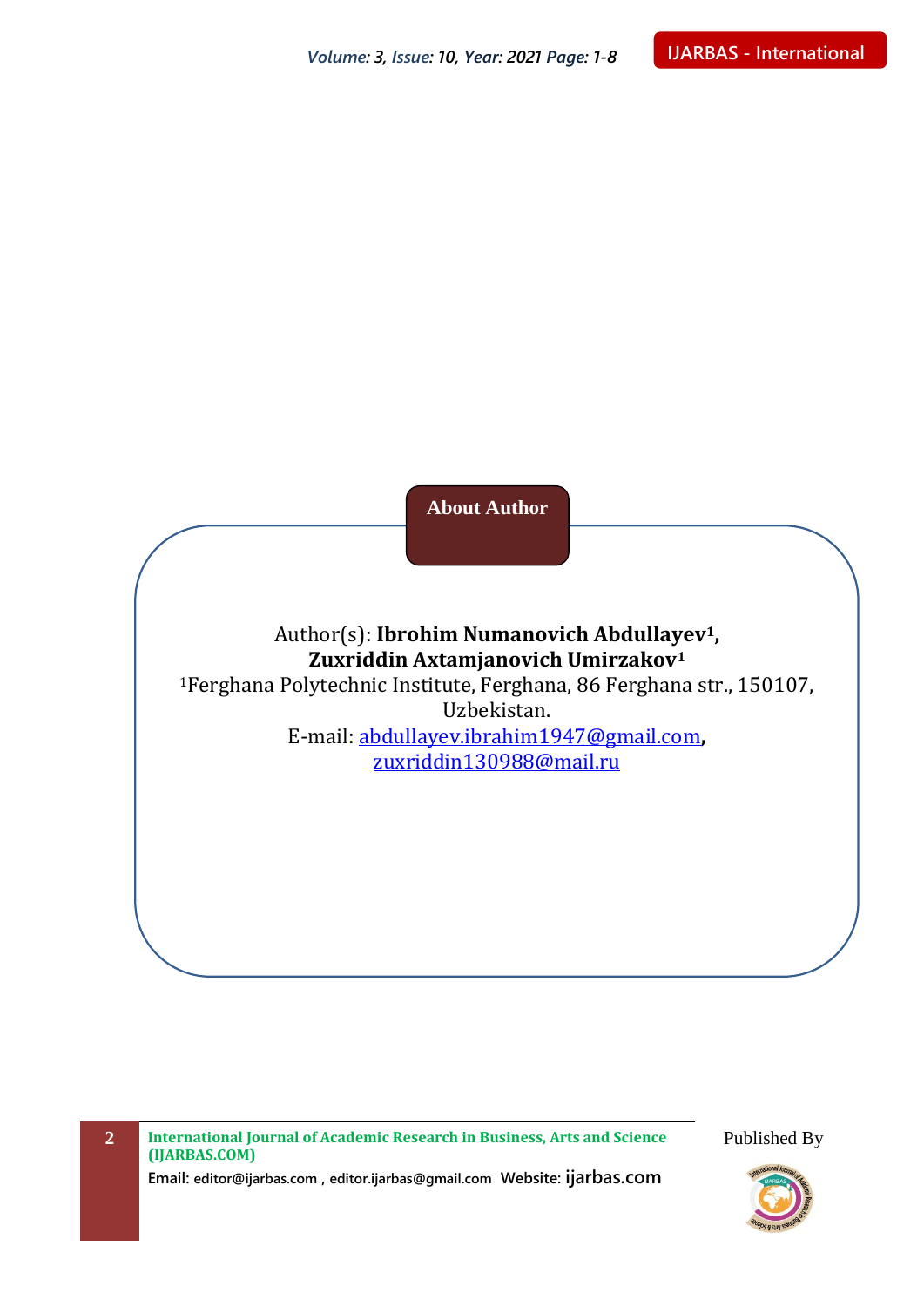## About Author

Author(s): **Ibrohim Numanovich Abdullayev[1], Zuxriddin Axtamjanovich Umirzakov[1]**

[1]Ferghana Polytechnic Institute, Ferghana, 86 Ferghana str., 150107, Uzbekistan.

E-mail: abdullayev.ibrahim1947@gmail.com, zuxriddin130988@mail.ru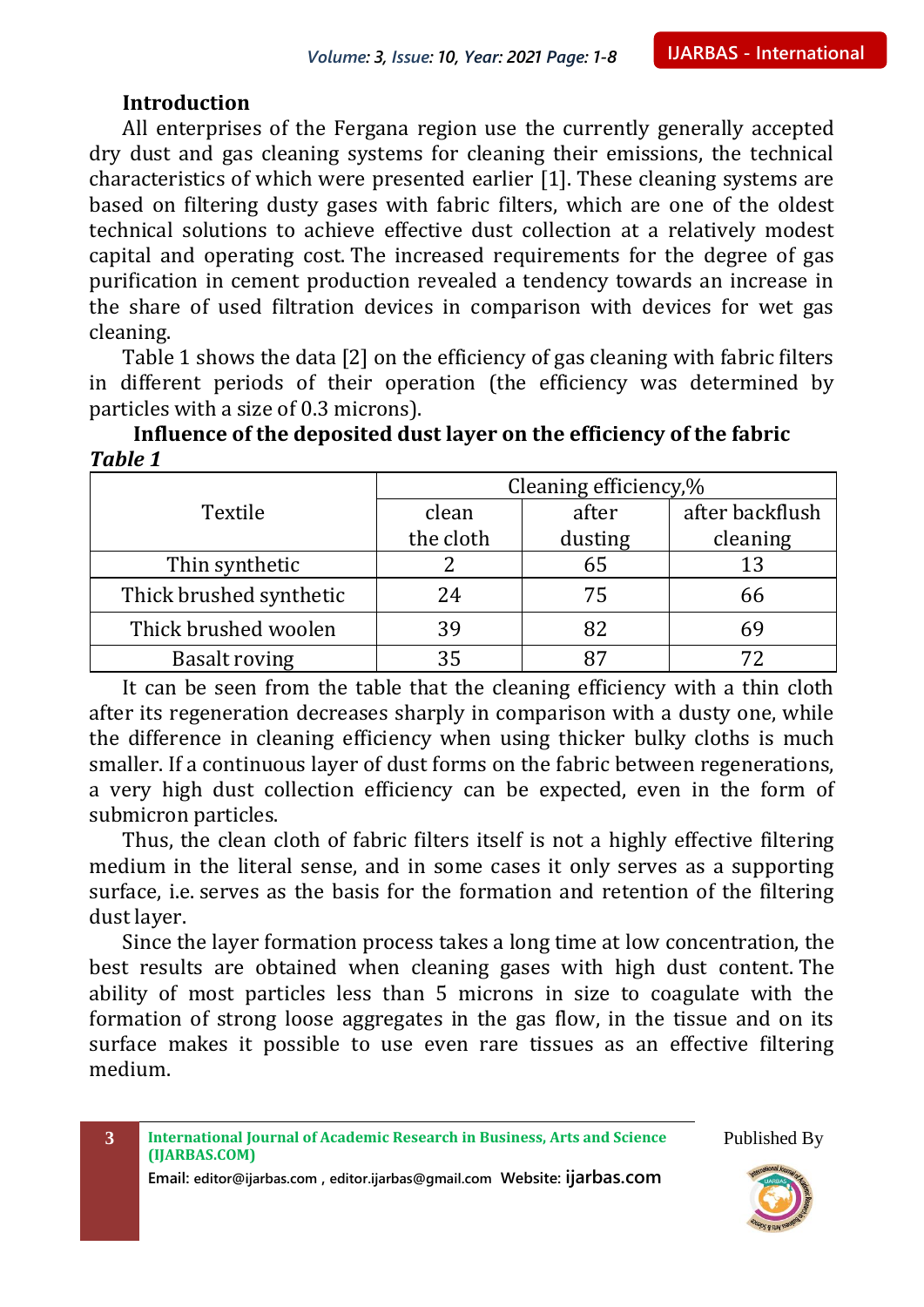## Introduction

All enterprises of the Fergana region use the currently generally accepted dry dust and gas cleaning systems for cleaning their emissions, the technical characteristics of which were presented earlier [1]. These cleaning systems are based on filtering dusty gases with fabric filters, which are one of the oldest technical solutions to achieve effective dust collection at a relatively modest capital and operating cost. The increased requirements for the degree of gas purification in cement production revealed a tendency towards an increase in the share of used filtration devices in comparison with devices for wet gas cleaning.

Table 1 shows the data [2] on the efficiency of gas cleaning with fabric filters in different periods of their operation (the efficiency was determined by particles with a size of 0.3 microns).

**Influence of the deposited dust layer on the efficiency of the fabric**

***Table 1***

| Textile | Cleaning efficiency,% | | |
|---|---|---|---|
| | clean the cloth | after dusting | after backflush cleaning |
| Thin synthetic | 2 | 65 | 13 |
| Thick brushed synthetic | 24 | 75 | 66 |
| Thick brushed woolen | 39 | 82 | 69 |
| Basalt roving | 35 | 87 | 72 |

It can be seen from the table that the cleaning efficiency with a thin cloth after its regeneration decreases sharply in comparison with a dusty one, while the difference in cleaning efficiency when using thicker bulky cloths is much smaller. If a continuous layer of dust forms on the fabric between regenerations, a very high dust collection efficiency can be expected, even in the form of submicron particles.

Thus, the clean cloth of fabric filters itself is not a highly effective filtering medium in the literal sense, and in some cases it only serves as a supporting surface, i.e. serves as the basis for the formation and retention of the filtering dust layer.

Since the layer formation process takes a long time at low concentration, the best results are obtained when cleaning gases with high dust content. The ability of most particles less than 5 microns in size to coagulate with the formation of strong loose aggregates in the gas flow, in the tissue and on its surface makes it possible to use even rare tissues as an effective filtering medium.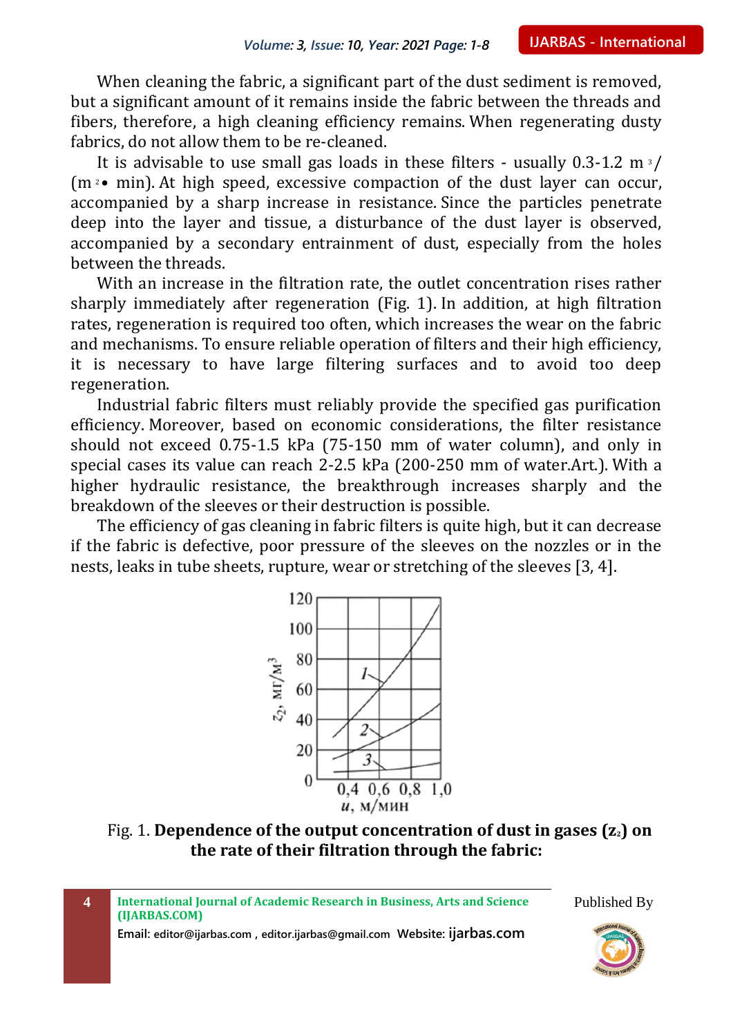When cleaning the fabric, a significant part of the dust sediment is removed, but a significant amount of it remains inside the fabric between the threads and fibers, therefore, a high cleaning efficiency remains. When regenerating dusty fabrics, do not allow them to be re-cleaned.

It is advisable to use small gas loads in these filters - usually 0.3-1.2 $m^3$/($m^2$• min). At high speed, excessive compaction of the dust layer can occur, accompanied by a sharp increase in resistance. Since the particles penetrate deep into the layer and tissue, a disturbance of the dust layer is observed, accompanied by a secondary entrainment of dust, especially from the holes between the threads.

With an increase in the filtration rate, the outlet concentration rises rather sharply immediately after regeneration (Fig. 1). In addition, at high filtration rates, regeneration is required too often, which increases the wear on the fabric and mechanisms. To ensure reliable operation of filters and their high efficiency, it is necessary to have large filtering surfaces and to avoid too deep regeneration.

Industrial fabric filters must reliably provide the specified gas purification efficiency. Moreover, based on economic considerations, the filter resistance should not exceed 0.75-1.5 kPa (75-150 mm of water column), and only in special cases its value can reach 2-2.5 kPa (200-250 mm of water.Art.). With a higher hydraulic resistance, the breakthrough increases sharply and the breakdown of the sleeves or their destruction is possible.

The efficiency of gas cleaning in fabric filters is quite high, but it can decrease if the fabric is defective, poor pressure of the sleeves on the nozzles or in the nests, leaks in tube sheets, rupture, wear or stretching of the sleeves [3, 4].

Fig. 1. **Dependence of the output concentration of dust in gases ($z_2$) on the rate of their filtration through the fabric:**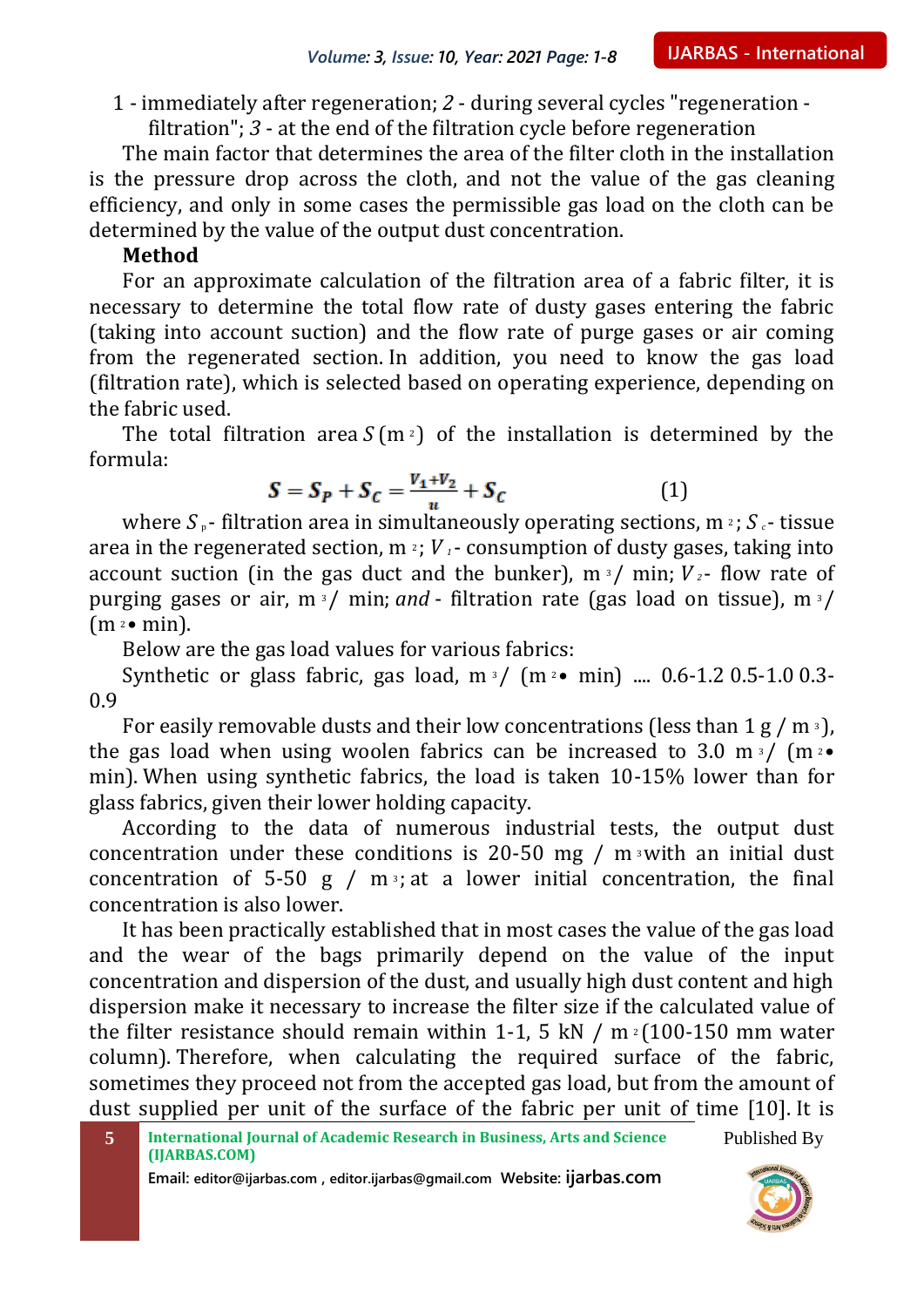1 - immediately after regeneration; *2* - during several cycles "regeneration - filtration"; *3* - at the end of the filtration cycle before regeneration

The main factor that determines the area of the filter cloth in the installation is the pressure drop across the cloth, and not the value of the gas cleaning efficiency, and only in some cases the permissible gas load on the cloth can be determined by the value of the output dust concentration.

**Method**

For an approximate calculation of the filtration area of a fabric filter, it is necessary to determine the total flow rate of dusty gases entering the fabric (taking into account suction) and the flow rate of purge gases or air coming from the regenerated section. In addition, you need to know the gas load (filtration rate), which is selected based on operating experience, depending on the fabric used.

The total filtration area $S$ ($m^2$) of the installation is determined by the formula:

$$S = S_P + S_C = \frac{V_1 + V_2}{u} + S_C \qquad (1)$$

where $S_p$ - filtration area in simultaneously operating sections, $m^2$; $S_c$ - tissue area in the regenerated section, $m^2$; $V_1$ - consumption of dusty gases, taking into account suction (in the gas duct and the bunker), $m^3$/ min; $V_2$ - flow rate of purging gases or air, $m^3$/ min; *and* - filtration rate (gas load on tissue), $m^3/(m^2 \bullet min)$.

Below are the gas load values for various fabrics:

Synthetic or glass fabric, gas load, $m^3/(m^2 \bullet min)$ .... 0.6-1.2 0.5-1.0 0.3-0.9

For easily removable dusts and their low concentrations (less than 1 g / $m^3$), the gas load when using woolen fabrics can be increased to 3.0 $m^3/(m^2 \bullet min)$. When using synthetic fabrics, the load is taken 10-15% lower than for glass fabrics, given their lower holding capacity.

According to the data of numerous industrial tests, the output dust concentration under these conditions is 20-50 mg / $m^3$ with an initial dust concentration of 5-50 g / $m^3$; at a lower initial concentration, the final concentration is also lower.

It has been practically established that in most cases the value of the gas load and the wear of the bags primarily depend on the value of the input concentration and dispersion of the dust, and usually high dust content and high dispersion make it necessary to increase the filter size if the calculated value of the filter resistance should remain within 1-1, 5 kN / $m^2$ (100-150 mm water column). Therefore, when calculating the required surface of the fabric, sometimes they proceed not from the accepted gas load, but from the amount of dust supplied per unit of the surface of the fabric per unit of time [10]. It is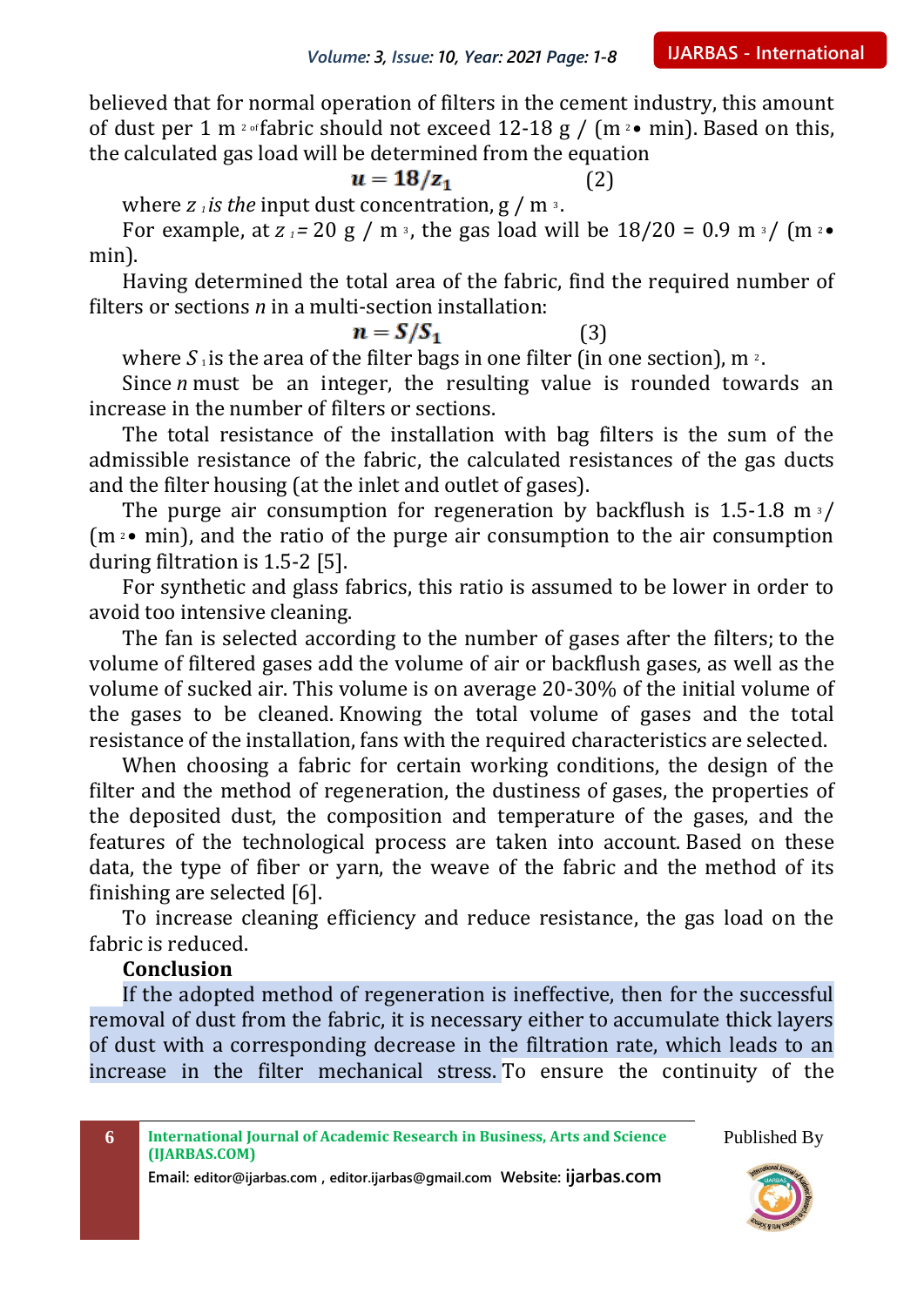believed that for normal operation of filters in the cement industry, this amount of dust per 1 m $^{2}$ of fabric should not exceed 12-18 g / (m $^{2}$• min). Based on this, the calculated gas load will be determined from the equation

$$u = 18/z_1 \qquad (2)$$

where $z_1$ *is the* input dust concentration, g / m $^{3}$.

For example, at $z_1$ = 20 g / m $^{3}$, the gas load will be 18/20 = 0.9 m $^{3}$/ (m $^{2}$• min).

Having determined the total area of the fabric, find the required number of filters or sections *n* in a multi-section installation:

$$n = S/S_1 \qquad (3)$$

where $S_1$ is the area of the filter bags in one filter (in one section), m $^{2}$.

Since *n* must be an integer, the resulting value is rounded towards an increase in the number of filters or sections.

The total resistance of the installation with bag filters is the sum of the admissible resistance of the fabric, the calculated resistances of the gas ducts and the filter housing (at the inlet and outlet of gases).

The purge air consumption for regeneration by backflush is 1.5-1.8 m $^{3}$/ (m $^{2}$• min), and the ratio of the purge air consumption to the air consumption during filtration is 1.5-2 [5].

For synthetic and glass fabrics, this ratio is assumed to be lower in order to avoid too intensive cleaning.

The fan is selected according to the number of gases after the filters; to the volume of filtered gases add the volume of air or backflush gases, as well as the volume of sucked air. This volume is on average 20-30% of the initial volume of the gases to be cleaned. Knowing the total volume of gases and the total resistance of the installation, fans with the required characteristics are selected.

When choosing a fabric for certain working conditions, the design of the filter and the method of regeneration, the dustiness of gases, the properties of the deposited dust, the composition and temperature of the gases, and the features of the technological process are taken into account. Based on these data, the type of fiber or yarn, the weave of the fabric and the method of its finishing are selected [6].

To increase cleaning efficiency and reduce resistance, the gas load on the fabric is reduced.

**Conclusion**

If the adopted method of regeneration is ineffective, then for the successful removal of dust from the fabric, it is necessary either to accumulate thick layers of dust with a corresponding decrease in the filtration rate, which leads to an increase in the filter mechanical stress. To ensure the continuity of the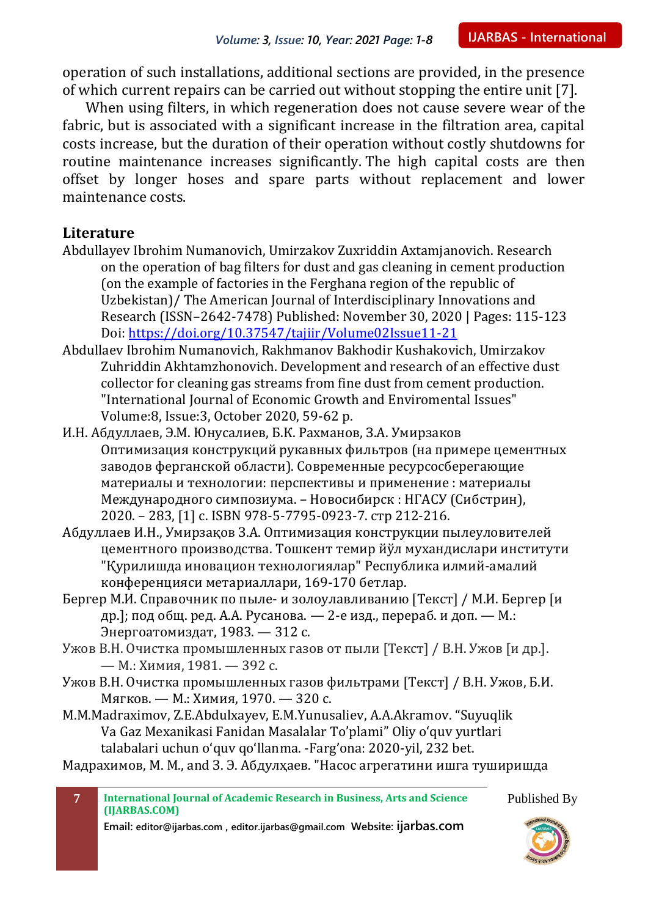operation of such installations, additional sections are provided, in the presence of which current repairs can be carried out without stopping the entire unit [7].

When using filters, in which regeneration does not cause severe wear of the fabric, but is associated with a significant increase in the filtration area, capital costs increase, but the duration of their operation without costly shutdowns for routine maintenance increases significantly. The high capital costs are then offset by longer hoses and spare parts without replacement and lower maintenance costs.

## Literature

Abdullayev Ibrohim Numanovich, Umirzakov Zuxriddin Axtamjanovich. Research on the operation of bag filters for dust and gas cleaning in cement production (on the example of factories in the Ferghana region of the republic of Uzbekistan)/ The American Journal of Interdisciplinary Innovations and Research (ISSN–2642-7478) Published: November 30, 2020 | Pages: 115-123 Doi: https://doi.org/10.37547/tajiir/Volume02Issue11-21

Abdullaev Ibrohim Numanovich, Rakhmanov Bakhodir Kushakovich, Umirzakov Zuhriddin Akhtamzhonovich. Development and research of an effective dust collector for cleaning gas streams from fine dust from cement production. "International Journal of Economic Growth and Enviromental Issues" Volume:8, Issue:3, October 2020, 59-62 p.

И.Н. Абдуллаев, Э.М. Юнусалиев, Б.К. Рахманов, З.А. Умирзаков Оптимизация конструкций рукавных фильтров (на примере цементных заводов ферганской области). Современные ресурсосберегающие материалы и технологии: перспективы и применение : материалы Международного симпозиума. – Новосибирск : НГАСУ (Сибстрин), 2020. – 283, [1] с. ISBN 978-5-7795-0923-7. стр 212-216.

Абдуллаев И.Н., Умирзақов З.А. Оптимизация конструкции пылеуловителей цементного производства. Тошкент темир йўл мухандислари институти "Қурилишда иновацион технологиялар" Республика илмий-амалий конференцияси метариаллари, 169-170 бетлар.

Бергер М.И. Справочник по пыле- и золоулавливанию [Текст] / М.И. Бергер [и др.]; под общ. ред. А.А. Русанова. — 2-е изд., перераб. и доп. — М.: Энергоатомиздат, 1983. — 312 с.

Ужов В.Н. Очистка промышленных газов от пыли [Текст] / В.Н. Ужов [и др.]. — М.: Химия, 1981. — 392 с.

Ужов В.Н. Очистка промышленных газов фильтрами [Текст] / В.Н. Ужов, Б.И. Мягков. — М.: Химия, 1970. — 320 с.

M.M.Madraximov, Z.E.Abdulxayev, E.M.Yunusaliev, A.A.Akramov. "Suyuqlik Va Gaz Mexanikasi Fanidan Masalalar To'plami" Oliy o'quv yurtlari talabalari uchun o'quv qo'llanma. -Farg'ona: 2020-yil, 232 bet.

Мадрахимов, М. М., and З. Э. Абдулҳаев. "Насос агрегатини ишга туширишда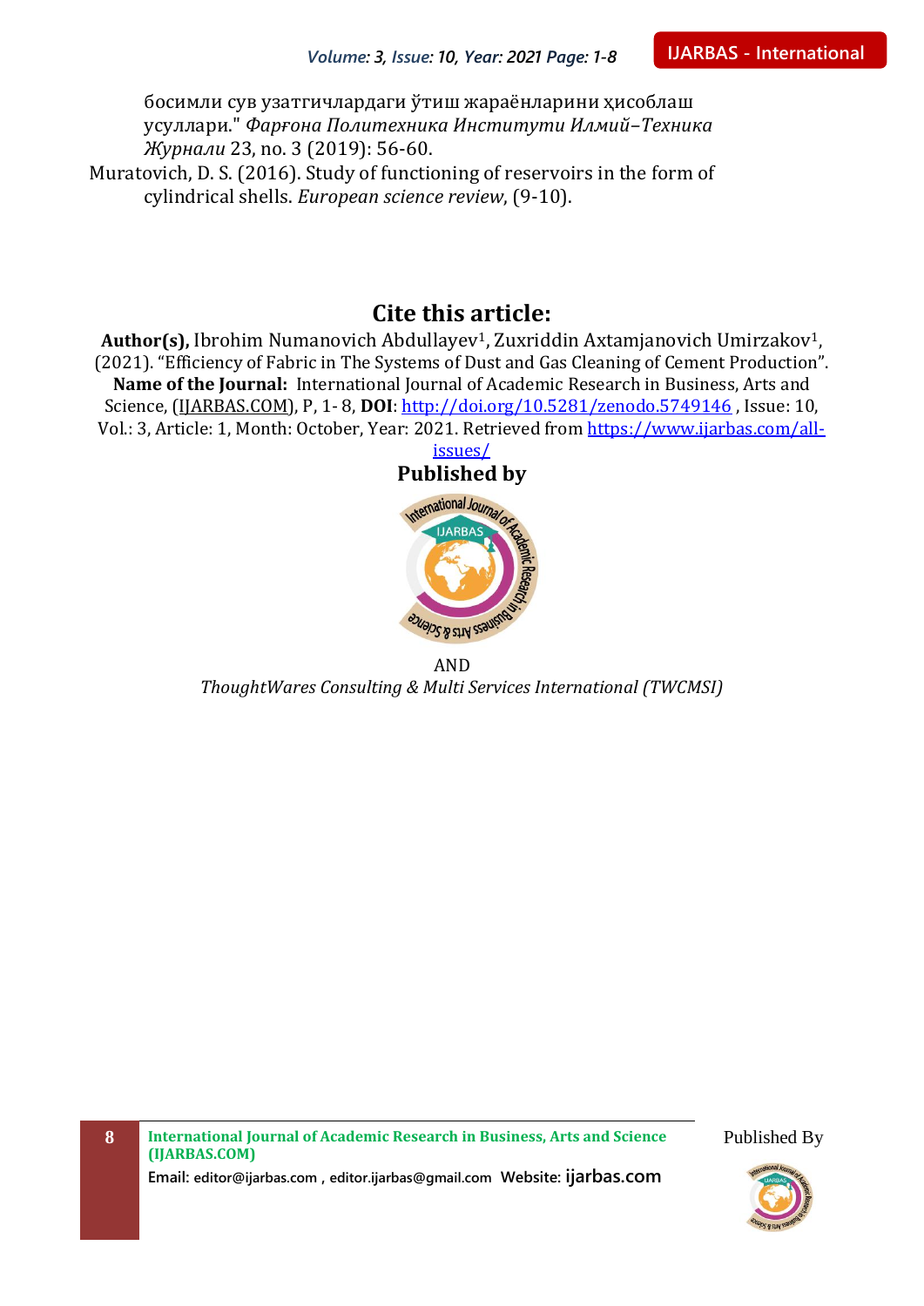босимли сув узатгичлардаги ўтиш жараёнларини ҳисоблаш усуллари." *Фарғона Политехника Институти Илмий–Техника Журнали* 23, no. 3 (2019): 56-60.

Muratovich, D. S. (2016). Study of functioning of reservoirs in the form of cylindrical shells. *European science review*, (9-10).

## Cite this article:

**Author(s),** Ibrohim Numanovich Abdullayev[1], Zuxriddin Axtamjanovich Umirzakov[1], (2021). "Efficiency of Fabric in The Systems of Dust and Gas Cleaning of Cement Production". **Name of the Journal:** International Journal of Academic Research in Business, Arts and Science, (IJARBAS.COM), P, 1- 8, **DOI**: http://doi.org/10.5281/zenodo.5749146 , Issue: 10, Vol.: 3, Article: 1, Month: October, Year: 2021. Retrieved from https://www.ijarbas.com/all-issues/

**Published by**

AND

*ThoughtWares Consulting & Multi Services International (TWCMSI)*